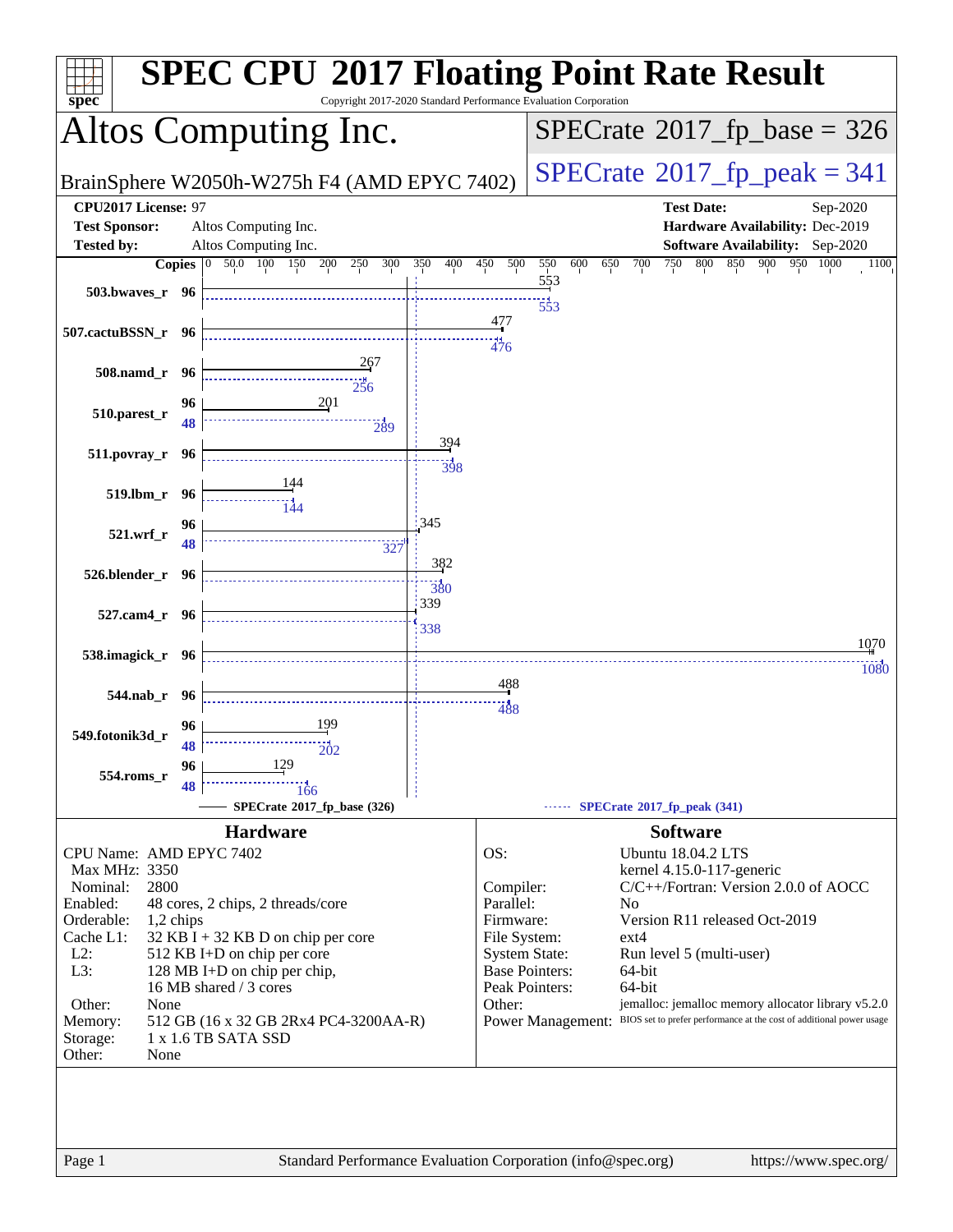# SPEC CPU 2017 Floating Point Rate Result

Copyright 2017-2020 Standard Performance Evaluation Corporation

## Altos Computing Inc.

BrainSphere W2050h-W275h F4 (AMD EPYC 7402)

**SPECrate 2017_fp_base = 326**

**SPECrate 2017_fp_peak = 341**

| | | | |
|---|---|---|---|
| **CPU2017 License:** | 97 | **Test Date:** | Sep-2020 |
| **Test Sponsor:** | Altos Computing Inc. | **Hardware Availability:** | Dec-2019 |
| **Tested by:** | Altos Computing Inc. | **Software Availability:** | Sep-2020 |

| Benchmark | Base Copies | Base Ratio | Peak Copies | Peak Ratio |
|---|---|---|---|---|
| 503.bwaves_r | 96 | 553 | 96 | 553 |
| 507.cactuBSSN_r | 96 | 477 | 96 | 476 |
| 508.namd_r | 96 | 267 | 96 | 256 |
| 510.parest_r | 96 | 201 | 48 | 289 |
| 511.povray_r | 96 | 394 | 96 | 398 |
| 519.lbm_r | 96 | 144 | 96 | 144 |
| 521.wrf_r | 96 | 345 | 48 | 327 |
| 526.blender_r | 96 | 382 | 96 | 380 |
| 527.cam4_r | 96 | 339 | 96 | 338 |
| 538.imagick_r | 96 | 1070 | 96 | 1080 |
| 544.nab_r | 96 | 488 | 96 | 488 |
| 549.fotonik3d_r | 96 | 199 | 48 | 202 |
| 554.roms_r | 96 | 129 | 48 | 166 |

SPECrate 2017_fp_base (326) — SPECrate 2017_fp_peak (341)

### Hardware

| | |
|---|---|
| CPU Name: | AMD EPYC 7402 |
| Max MHz: | 3350 |
| Nominal: | 2800 |
| Enabled: | 48 cores, 2 chips, 2 threads/core |
| Orderable: | 1,2 chips |
| Cache L1: | 32 KB I + 32 KB D on chip per core |
| L2: | 512 KB I+D on chip per core |
| L3: | 128 MB I+D on chip per chip, 16 MB shared / 3 cores |
| Other: | None |
| Memory: | 512 GB (16 x 32 GB 2Rx4 PC4-3200AA-R) |
| Storage: | 1 x 1.6 TB SATA SSD |
| Other: | None |

### Software

| | |
|---|---|
| OS: | Ubuntu 18.04.2 LTS, kernel 4.15.0-117-generic |
| Compiler: | C/C++/Fortran: Version 2.0.0 of AOCC |
| Parallel: | No |
| Firmware: | Version R11 released Oct-2019 |
| File System: | ext4 |
| System State: | Run level 5 (multi-user) |
| Base Pointers: | 64-bit |
| Peak Pointers: | 64-bit |
| Other: | jemalloc: jemalloc memory allocator library v5.2.0 |
| Power Management: | BIOS set to prefer performance at the cost of additional power usage |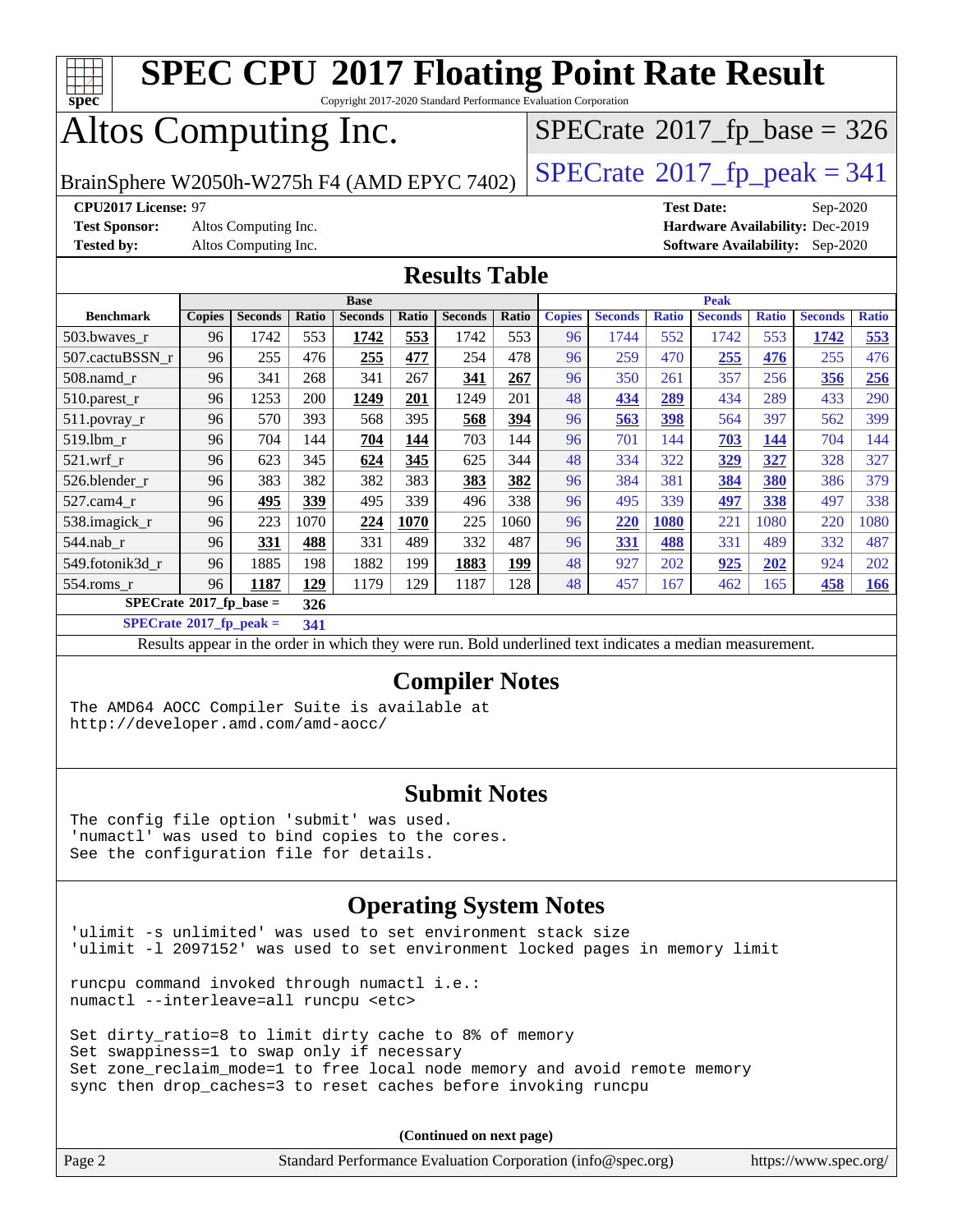# SPEC CPU 2017 Floating Point Rate Result

Copyright 2017-2020 Standard Performance Evaluation Corporation

# Altos Computing Inc.

BrainSphere W2050h-W275h F4 (AMD EPYC 7402)

SPECrate 2017_fp_base = 326

SPECrate 2017_fp_peak = 341

**CPU2017 License:** 97
**Test Sponsor:** Altos Computing Inc.
**Tested by:** Altos Computing Inc.

**Test Date:** Sep-2020
**Hardware Availability:** Dec-2019
**Software Availability:** Sep-2020

## Results Table

| Benchmark | Base | | | | | | | Peak | | | | | | |
|---|---|---|---|---|---|---|---|---|---|---|---|---|---|---|
| | Copies | Seconds | Ratio | Seconds | Ratio | Seconds | Ratio | Copies | Seconds | Ratio | Seconds | Ratio | Seconds | Ratio |
| 503.bwaves_r | 96 | 1742 | 553 | **1742** | **553** | 1742 | 553 | 96 | 1744 | 552 | 1742 | 553 | **1742** | **553** |
| 507.cactuBSSN_r | 96 | 255 | 476 | **255** | **477** | 254 | 478 | 96 | 259 | 470 | **255** | **476** | 255 | 476 |
| 508.namd_r | 96 | 341 | 268 | 341 | 267 | **341** | **267** | 96 | 350 | 261 | 357 | 256 | **356** | **256** |
| 510.parest_r | 96 | 1253 | 200 | **1249** | **201** | 1249 | 201 | 48 | **434** | **289** | 434 | 289 | 433 | 290 |
| 511.povray_r | 96 | 570 | 393 | 568 | 395 | **568** | **394** | 96 | **563** | **398** | 564 | 397 | 562 | 399 |
| 519.lbm_r | 96 | 704 | 144 | **704** | **144** | 703 | 144 | 96 | 701 | 144 | **703** | **144** | 704 | 144 |
| 521.wrf_r | 96 | 623 | 345 | **624** | **345** | 625 | 344 | 48 | 334 | 322 | **329** | **327** | 328 | 327 |
| 526.blender_r | 96 | 383 | 382 | 382 | 383 | **383** | **382** | 96 | 384 | 381 | **384** | **380** | 386 | 379 |
| 527.cam4_r | 96 | **495** | **339** | 495 | 339 | 496 | 338 | 96 | 495 | 339 | **497** | **338** | 497 | 338 |
| 538.imagick_r | 96 | 223 | 1070 | **224** | **1070** | 225 | 1060 | 96 | **220** | **1080** | 221 | 1080 | 220 | 1080 |
| 544.nab_r | 96 | **331** | **488** | 331 | 489 | 332 | 487 | 96 | **331** | **488** | 331 | 489 | 332 | 487 |
| 549.fotonik3d_r | 96 | 1885 | 198 | 1882 | 199 | **1883** | **199** | 48 | 927 | 202 | **925** | **202** | 924 | 202 |
| 554.roms_r | 96 | **1187** | **129** | 1179 | 129 | 1187 | 128 | 48 | 457 | 167 | 462 | 165 | **458** | **166** |

**SPECrate 2017_fp_base = 326**

**SPECrate 2017_fp_peak = 341**

Results appear in the order in which they were run. Bold underlined text indicates a median measurement.

## Compiler Notes

```
The AMD64 AOCC Compiler Suite is available at
http://developer.amd.com/amd-aocc/
```

## Submit Notes

```
The config file option 'submit' was used.
'numactl' was used to bind copies to the cores.
See the configuration file for details.
```

## Operating System Notes

```
'ulimit -s unlimited' was used to set environment stack size
'ulimit -l 2097152' was used to set environment locked pages in memory limit

runcpu command invoked through numactl i.e.:
numactl --interleave=all runcpu <etc>

Set dirty_ratio=8 to limit dirty cache to 8% of memory
Set swappiness=1 to swap only if necessary
Set zone_reclaim_mode=1 to free local node memory and avoid remote memory
sync then drop_caches=3 to reset caches before invoking runcpu
```

**(Continued on next page)**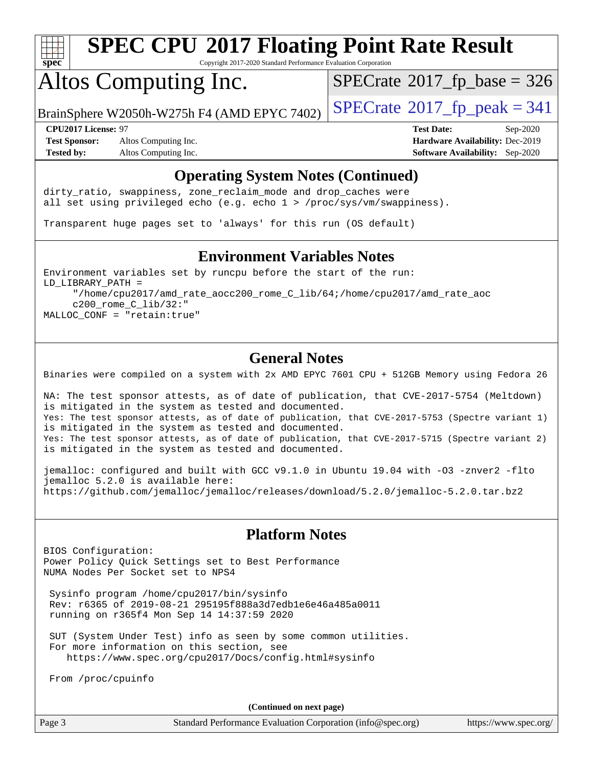# Altos Computing Inc.

BrainSphere W2050h-W275h F4 (AMD EPYC 7402)

SPECrate 2017_fp_base = 326

SPECrate 2017_fp_peak = 341

**CPU2017 License:** 97
**Test Sponsor:** Altos Computing Inc.
**Tested by:** Altos Computing Inc.

**Test Date:** Sep-2020
**Hardware Availability:** Dec-2019
**Software Availability:** Sep-2020

## Operating System Notes (Continued)

```
dirty_ratio, swappiness, zone_reclaim_mode and drop_caches were
all set using privileged echo (e.g. echo 1 > /proc/sys/vm/swappiness).

Transparent huge pages set to 'always' for this run (OS default)
```

## Environment Variables Notes

```
Environment variables set by runcpu before the start of the run:
LD_LIBRARY_PATH =
     "/home/cpu2017/amd_rate_aocc200_rome_C_lib/64;/home/cpu2017/amd_rate_aoc
     c200_rome_C_lib/32:"
MALLOC_CONF = "retain:true"
```

## General Notes

```
Binaries were compiled on a system with 2x AMD EPYC 7601 CPU + 512GB Memory using Fedora 26

NA: The test sponsor attests, as of date of publication, that CVE-2017-5754 (Meltdown)
is mitigated in the system as tested and documented.
Yes: The test sponsor attests, as of date of publication, that CVE-2017-5753 (Spectre variant 1)
is mitigated in the system as tested and documented.
Yes: The test sponsor attests, as of date of publication, that CVE-2017-5715 (Spectre variant 2)
is mitigated in the system as tested and documented.

jemalloc: configured and built with GCC v9.1.0 in Ubuntu 19.04 with -O3 -znver2 -flto
jemalloc 5.2.0 is available here:
https://github.com/jemalloc/jemalloc/releases/download/5.2.0/jemalloc-5.2.0.tar.bz2
```

## Platform Notes

```
BIOS Configuration:
Power Policy Quick Settings set to Best Performance
NUMA Nodes Per Socket set to NPS4

 Sysinfo program /home/cpu2017/bin/sysinfo
 Rev: r6365 of 2019-08-21 295195f888a3d7edb1e6e46a485a0011
 running on r365f4 Mon Sep 14 14:37:59 2020

 SUT (System Under Test) info as seen by some common utilities.
 For more information on this section, see
    https://www.spec.org/cpu2017/Docs/config.html#sysinfo

 From /proc/cpuinfo
```

**(Continued on next page)**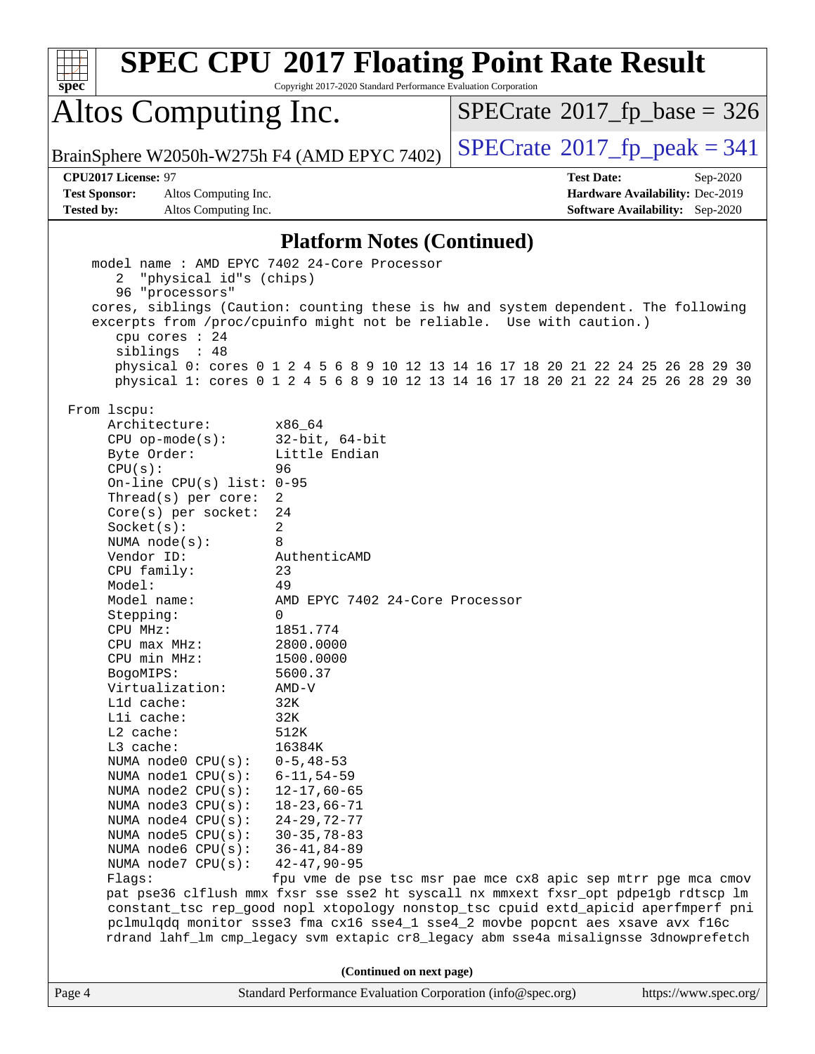## Platform Notes (Continued)

```
   model name : AMD EPYC 7402 24-Core Processor
      2  "physical id"s (chips)
      96 "processors"
   cores, siblings (Caution: counting these is hw and system dependent. The following
   excerpts from /proc/cpuinfo might not be reliable.  Use with caution.)
      cpu cores : 24
      siblings  : 48
      physical 0: cores 0 1 2 4 5 6 8 9 10 12 13 14 16 17 18 20 21 22 24 25 26 28 29 30
      physical 1: cores 0 1 2 4 5 6 8 9 10 12 13 14 16 17 18 20 21 22 24 25 26 28 29 30

From lscpu:
    Architecture:          x86_64
    CPU op-mode(s):        32-bit, 64-bit
    Byte Order:            Little Endian
    CPU(s):                96
    On-line CPU(s) list:   0-95
    Thread(s) per core:    2
    Core(s) per socket:    24
    Socket(s):             2
    NUMA node(s):          8
    Vendor ID:             AuthenticAMD
    CPU family:            23
    Model:                 49
    Model name:            AMD EPYC 7402 24-Core Processor
    Stepping:              0
    CPU MHz:               1851.774
    CPU max MHz:           2800.0000
    CPU min MHz:           1500.0000
    BogoMIPS:              5600.37
    Virtualization:        AMD-V
    L1d cache:             32K
    L1i cache:             32K
    L2 cache:              512K
    L3 cache:              16384K
    NUMA node0 CPU(s):     0-5,48-53
    NUMA node1 CPU(s):     6-11,54-59
    NUMA node2 CPU(s):     12-17,60-65
    NUMA node3 CPU(s):     18-23,66-71
    NUMA node4 CPU(s):     24-29,72-77
    NUMA node5 CPU(s):     30-35,78-83
    NUMA node6 CPU(s):     36-41,84-89
    NUMA node7 CPU(s):     42-47,90-95
    Flags:                 fpu vme de pse tsc msr pae mce cx8 apic sep mtrr pge mca cmov
    pat pse36 clflush mmx fxsr sse sse2 ht syscall nx mmxext fxsr_opt pdpe1gb rdtscp lm
    constant_tsc rep_good nopl xtopology nonstop_tsc cpuid extd_apicid aperfmperf pni
    pclmulqdq monitor ssse3 fma cx16 sse4_1 sse4_2 movbe popcnt aes xsave avx f16c
    rdrand lahf_lm cmp_legacy svm extapic cr8_legacy abm sse4a misalignsse 3dnowprefetch
```

(Continued on next page)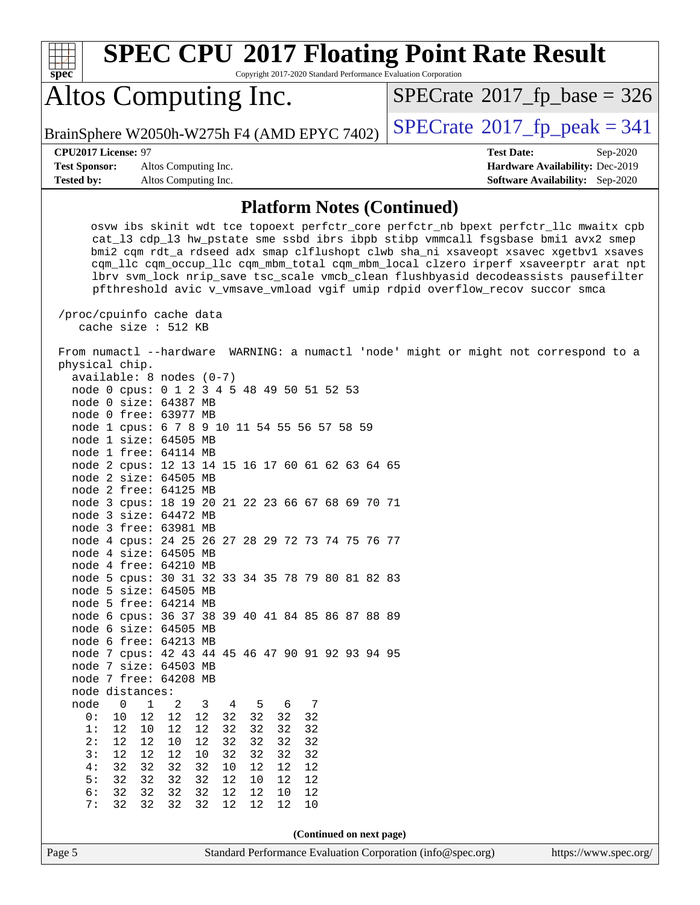# SPEC CPU 2017 Floating Point Rate Result

Copyright 2017-2020 Standard Performance Evaluation Corporation

## Altos Computing Inc.

BrainSphere W2050h-W275h F4 (AMD EPYC 7402)

SPECrate 2017_fp_base = 326

SPECrate 2017_fp_peak = 341

**CPU2017 License:** 97
**Test Sponsor:** Altos Computing Inc.
**Tested by:** Altos Computing Inc.

**Test Date:** Sep-2020
**Hardware Availability:** Dec-2019
**Software Availability:** Sep-2020

### Platform Notes (Continued)

```
      osvw ibs skinit wdt tce topoext perfctr_core perfctr_nb bpext perfctr_llc mwaitx cpb
      cat_l3 cdp_l3 hw_pstate sme ssbd ibrs ibpb stibp vmmcall fsgsbase bmi1 avx2 smep
      bmi2 cqm rdt_a rdseed adx smap clflushopt clwb sha_ni xsaveopt xsavec xgetbv1 xsaves
      cqm_llc cqm_occup_llc cqm_mbm_total cqm_mbm_local clzero irperf xsaveerptr arat npt
      lbrv svm_lock nrip_save tsc_scale vmcb_clean flushbyasid decodeassists pausefilter
      pfthreshold avic v_vmsave_vmload vgif umip rdpid overflow_recov succor smca

  /proc/cpuinfo cache data
     cache size : 512 KB

 From numactl --hardware  WARNING: a numactl 'node' might or might not correspond to a
 physical chip.
   available: 8 nodes (0-7)
   node 0 cpus: 0 1 2 3 4 5 48 49 50 51 52 53
   node 0 size: 64387 MB
   node 0 free: 63977 MB
   node 1 cpus: 6 7 8 9 10 11 54 55 56 57 58 59
   node 1 size: 64505 MB
   node 1 free: 64114 MB
   node 2 cpus: 12 13 14 15 16 17 60 61 62 63 64 65
   node 2 size: 64505 MB
   node 2 free: 64125 MB
   node 3 cpus: 18 19 20 21 22 23 66 67 68 69 70 71
   node 3 size: 64472 MB
   node 3 free: 63981 MB
   node 4 cpus: 24 25 26 27 28 29 72 73 74 75 76 77
   node 4 size: 64505 MB
   node 4 free: 64210 MB
   node 5 cpus: 30 31 32 33 34 35 78 79 80 81 82 83
   node 5 size: 64505 MB
   node 5 free: 64214 MB
   node 6 cpus: 36 37 38 39 40 41 84 85 86 87 88 89
   node 6 size: 64505 MB
   node 6 free: 64213 MB
   node 7 cpus: 42 43 44 45 46 47 90 91 92 93 94 95
   node 7 size: 64503 MB
   node 7 free: 64208 MB
   node distances:
   node   0   1   2   3   4   5   6   7
     0:  10  12  12  12  32  32  32  32
     1:  12  10  12  12  32  32  32  32
     2:  12  12  10  12  32  32  32  32
     3:  12  12  12  10  32  32  32  32
     4:  32  32  32  32  10  12  12  12
     5:  32  32  32  32  12  10  12  12
     6:  32  32  32  32  12  12  10  12
     7:  32  32  32  32  12  12  12  10
```

(Continued on next page)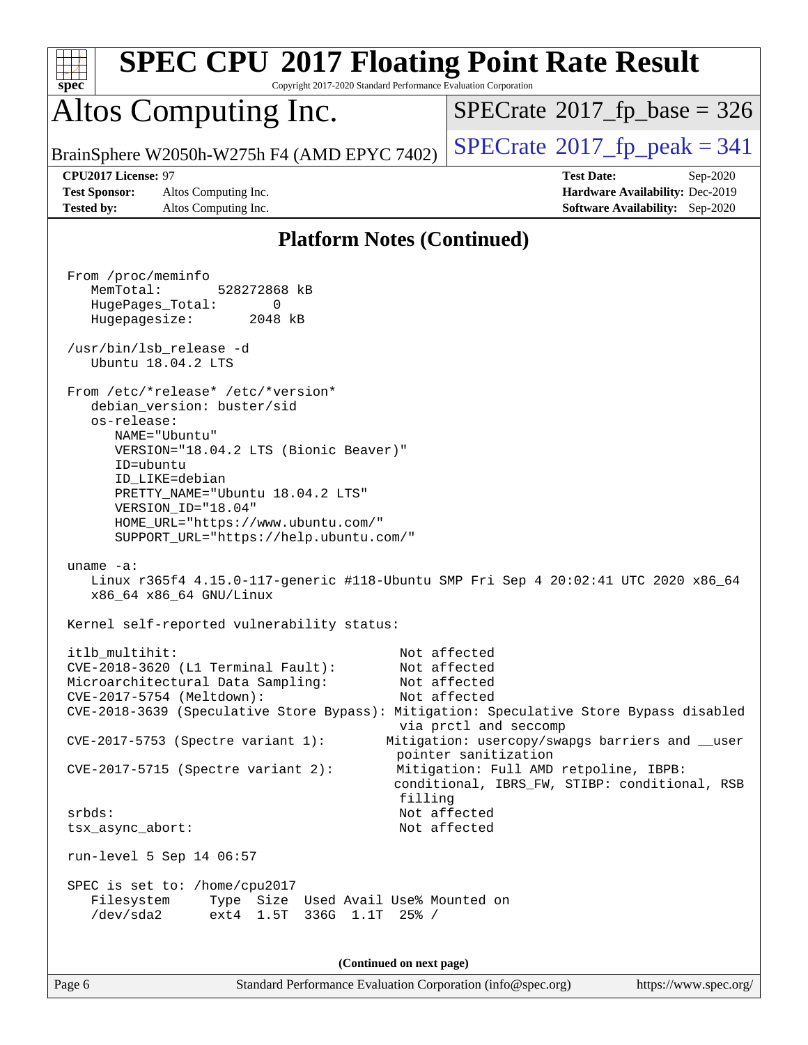# SPEC CPU 2017 Floating Point Rate Result

Copyright 2017-2020 Standard Performance Evaluation Corporation

# Altos Computing Inc.

BrainSphere W2050h-W275h F4 (AMD EPYC 7402)

SPECrate 2017_fp_base = 326

SPECrate 2017_fp_peak = 341

**CPU2017 License:** 97
**Test Sponsor:** Altos Computing Inc.
**Tested by:** Altos Computing Inc.

**Test Date:** Sep-2020
**Hardware Availability:** Dec-2019
**Software Availability:** Sep-2020

## Platform Notes (Continued)

```
From /proc/meminfo
   MemTotal:       528272868 kB
   HugePages_Total:       0
   Hugepagesize:       2048 kB

 /usr/bin/lsb_release -d
   Ubuntu 18.04.2 LTS

From /etc/*release* /etc/*version*
   debian_version: buster/sid
   os-release:
      NAME="Ubuntu"
      VERSION="18.04.2 LTS (Bionic Beaver)"
      ID=ubuntu
      ID_LIKE=debian
      PRETTY_NAME="Ubuntu 18.04.2 LTS"
      VERSION_ID="18.04"
      HOME_URL="https://www.ubuntu.com/"
      SUPPORT_URL="https://help.ubuntu.com/"

uname -a:
   Linux r365f4 4.15.0-117-generic #118-Ubuntu SMP Fri Sep 4 20:02:41 UTC 2020 x86_64
   x86_64 x86_64 GNU/Linux

Kernel self-reported vulnerability status:

itlb_multihit:                                   Not affected
CVE-2018-3620 (L1 Terminal Fault):               Not affected
Microarchitectural Data Sampling:                Not affected
CVE-2017-5754 (Meltdown):                        Not affected
CVE-2018-3639 (Speculative Store Bypass): Mitigation: Speculative Store Bypass disabled
                                                 via prctl and seccomp
CVE-2017-5753 (Spectre variant 1):              Mitigation: usercopy/swapgs barriers and __user
                                                 pointer sanitization
CVE-2017-5715 (Spectre variant 2):               Mitigation: Full AMD retpoline, IBPB:
                                                 conditional, IBRS_FW, STIBP: conditional, RSB
                                                 filling
srbds:                                           Not affected
tsx_async_abort:                                 Not affected

run-level 5 Sep 14 06:57

SPEC is set to: /home/cpu2017
   Filesystem     Type  Size  Used Avail Use% Mounted on
   /dev/sda2      ext4  1.5T  336G  1.1T  25% /
```

(Continued on next page)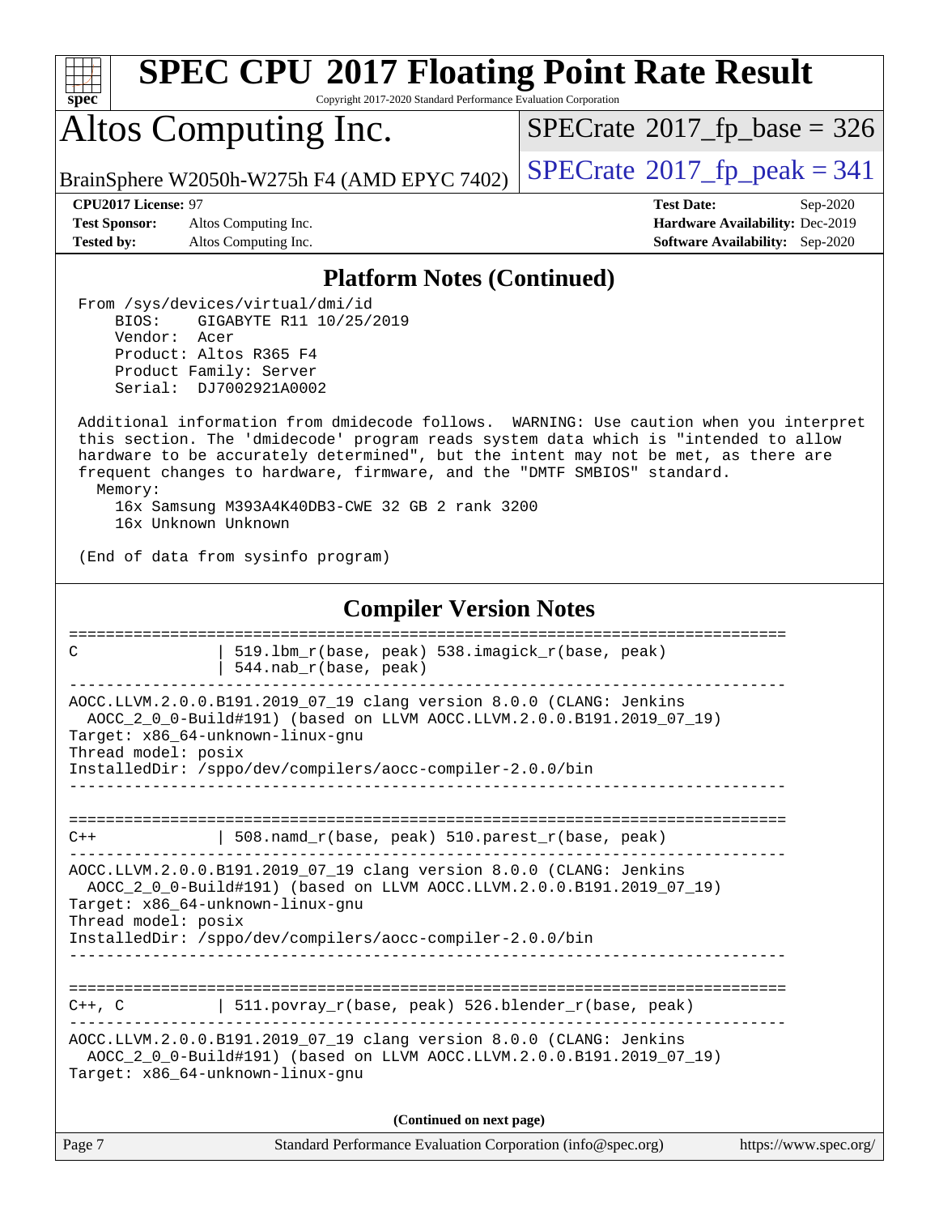## Platform Notes (Continued)

```
From /sys/devices/virtual/dmi/id
    BIOS:    GIGABYTE R11 10/25/2019
    Vendor:  Acer
    Product: Altos R365 F4
    Product Family: Server
    Serial:  DJ7002921A0002

Additional information from dmidecode follows.  WARNING: Use caution when you interpret
this section. The 'dmidecode' program reads system data which is "intended to allow
hardware to be accurately determined", but the intent may not be met, as there are
frequent changes to hardware, firmware, and the "DMTF SMBIOS" standard.
  Memory:
    16x Samsung M393A4K40DB3-CWE 32 GB 2 rank 3200
    16x Unknown Unknown

(End of data from sysinfo program)
```

## Compiler Version Notes

```
==============================================================================
C               | 519.lbm_r(base, peak) 538.imagick_r(base, peak)
                | 544.nab_r(base, peak)
------------------------------------------------------------------------------
AOCC.LLVM.2.0.0.B191.2019_07_19 clang version 8.0.0 (CLANG: Jenkins
  AOCC_2_0_0-Build#191) (based on LLVM AOCC.LLVM.2.0.0.B191.2019_07_19)
Target: x86_64-unknown-linux-gnu
Thread model: posix
InstalledDir: /sppo/dev/compilers/aocc-compiler-2.0.0/bin
------------------------------------------------------------------------------

==============================================================================
C++             | 508.namd_r(base, peak) 510.parest_r(base, peak)
------------------------------------------------------------------------------
AOCC.LLVM.2.0.0.B191.2019_07_19 clang version 8.0.0 (CLANG: Jenkins
  AOCC_2_0_0-Build#191) (based on LLVM AOCC.LLVM.2.0.0.B191.2019_07_19)
Target: x86_64-unknown-linux-gnu
Thread model: posix
InstalledDir: /sppo/dev/compilers/aocc-compiler-2.0.0/bin
------------------------------------------------------------------------------

==============================================================================
C++, C          | 511.povray_r(base, peak) 526.blender_r(base, peak)
------------------------------------------------------------------------------
AOCC.LLVM.2.0.0.B191.2019_07_19 clang version 8.0.0 (CLANG: Jenkins
  AOCC_2_0_0-Build#191) (based on LLVM AOCC.LLVM.2.0.0.B191.2019_07_19)
Target: x86_64-unknown-linux-gnu
```

(Continued on next page)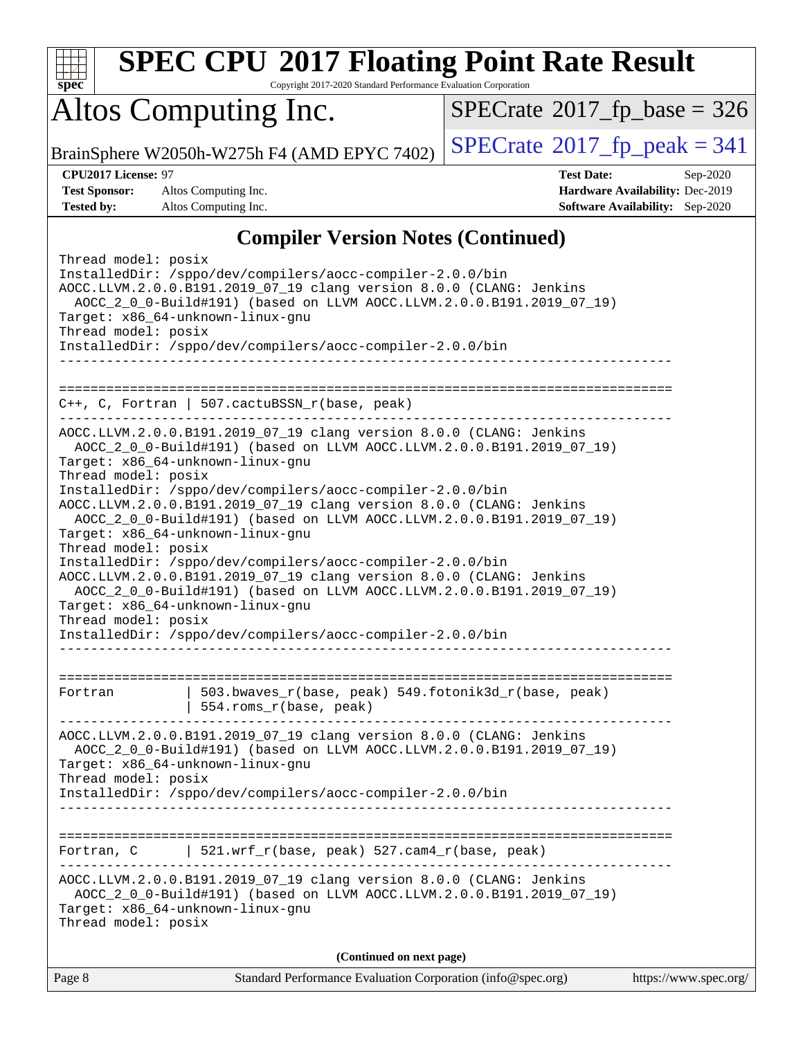## Compiler Version Notes (Continued)

```
Thread model: posix
InstalledDir: /sppo/dev/compilers/aocc-compiler-2.0.0/bin
AOCC.LLVM.2.0.0.B191.2019_07_19 clang version 8.0.0 (CLANG: Jenkins
  AOCC_2_0_0-Build#191) (based on LLVM AOCC.LLVM.2.0.0.B191.2019_07_19)
Target: x86_64-unknown-linux-gnu
Thread model: posix
InstalledDir: /sppo/dev/compilers/aocc-compiler-2.0.0/bin
------------------------------------------------------------------------------

==============================================================================
C++, C, Fortran | 507.cactuBSSN_r(base, peak)
------------------------------------------------------------------------------
AOCC.LLVM.2.0.0.B191.2019_07_19 clang version 8.0.0 (CLANG: Jenkins
  AOCC_2_0_0-Build#191) (based on LLVM AOCC.LLVM.2.0.0.B191.2019_07_19)
Target: x86_64-unknown-linux-gnu
Thread model: posix
InstalledDir: /sppo/dev/compilers/aocc-compiler-2.0.0/bin
AOCC.LLVM.2.0.0.B191.2019_07_19 clang version 8.0.0 (CLANG: Jenkins
  AOCC_2_0_0-Build#191) (based on LLVM AOCC.LLVM.2.0.0.B191.2019_07_19)
Target: x86_64-unknown-linux-gnu
Thread model: posix
InstalledDir: /sppo/dev/compilers/aocc-compiler-2.0.0/bin
AOCC.LLVM.2.0.0.B191.2019_07_19 clang version 8.0.0 (CLANG: Jenkins
  AOCC_2_0_0-Build#191) (based on LLVM AOCC.LLVM.2.0.0.B191.2019_07_19)
Target: x86_64-unknown-linux-gnu
Thread model: posix
InstalledDir: /sppo/dev/compilers/aocc-compiler-2.0.0/bin
------------------------------------------------------------------------------

==============================================================================
Fortran         | 503.bwaves_r(base, peak) 549.fotonik3d_r(base, peak)
                | 554.roms_r(base, peak)
------------------------------------------------------------------------------
AOCC.LLVM.2.0.0.B191.2019_07_19 clang version 8.0.0 (CLANG: Jenkins
  AOCC_2_0_0-Build#191) (based on LLVM AOCC.LLVM.2.0.0.B191.2019_07_19)
Target: x86_64-unknown-linux-gnu
Thread model: posix
InstalledDir: /sppo/dev/compilers/aocc-compiler-2.0.0/bin
------------------------------------------------------------------------------

==============================================================================
Fortran, C      | 521.wrf_r(base, peak) 527.cam4_r(base, peak)
------------------------------------------------------------------------------
AOCC.LLVM.2.0.0.B191.2019_07_19 clang version 8.0.0 (CLANG: Jenkins
  AOCC_2_0_0-Build#191) (based on LLVM AOCC.LLVM.2.0.0.B191.2019_07_19)
Target: x86_64-unknown-linux-gnu
Thread model: posix
```

**(Continued on next page)**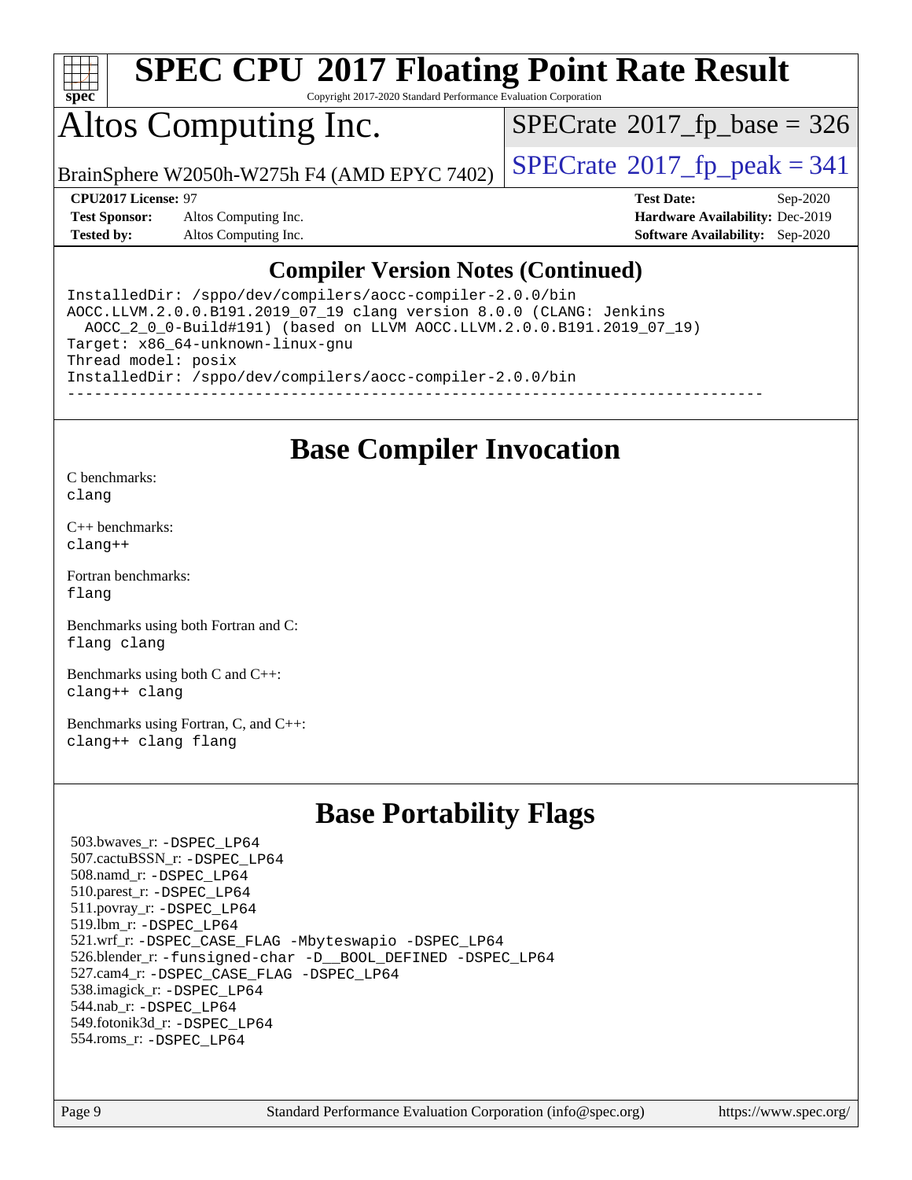# SPEC CPU 2017 Floating Point Rate Result

Copyright 2017-2020 Standard Performance Evaluation Corporation

# Altos Computing Inc.

BrainSphere W2050h-W275h F4 (AMD EPYC 7402)

SPECrate 2017_fp_base = 326

SPECrate 2017_fp_peak = 341

**CPU2017 License:** 97
**Test Sponsor:** Altos Computing Inc.
**Tested by:** Altos Computing Inc.

**Test Date:** Sep-2020
**Hardware Availability:** Dec-2019
**Software Availability:** Sep-2020

## Compiler Version Notes (Continued)

```
InstalledDir: /sppo/dev/compilers/aocc-compiler-2.0.0/bin
AOCC.LLVM.2.0.0.B191.2019_07_19 clang version 8.0.0 (CLANG: Jenkins
  AOCC_2_0_0-Build#191) (based on LLVM AOCC.LLVM.2.0.0.B191.2019_07_19)
Target: x86_64-unknown-linux-gnu
Thread model: posix
InstalledDir: /sppo/dev/compilers/aocc-compiler-2.0.0/bin
------------------------------------------------------------------------------
```

## Base Compiler Invocation

C benchmarks:
`clang`

C++ benchmarks:
`clang++`

Fortran benchmarks:
`flang`

Benchmarks using both Fortran and C:
`flang clang`

Benchmarks using both C and C++:
`clang++ clang`

Benchmarks using Fortran, C, and C++:
`clang++ clang flang`

## Base Portability Flags

503.bwaves_r: -DSPEC_LP64
507.cactuBSSN_r: -DSPEC_LP64
508.namd_r: -DSPEC_LP64
510.parest_r: -DSPEC_LP64
511.povray_r: -DSPEC_LP64
519.lbm_r: -DSPEC_LP64
521.wrf_r: -DSPEC_CASE_FLAG -Mbyteswapio -DSPEC_LP64
526.blender_r: -funsigned-char -D__BOOL_DEFINED -DSPEC_LP64
527.cam4_r: -DSPEC_CASE_FLAG -DSPEC_LP64
538.imagick_r: -DSPEC_LP64
544.nab_r: -DSPEC_LP64
549.fotonik3d_r: -DSPEC_LP64
554.roms_r: -DSPEC_LP64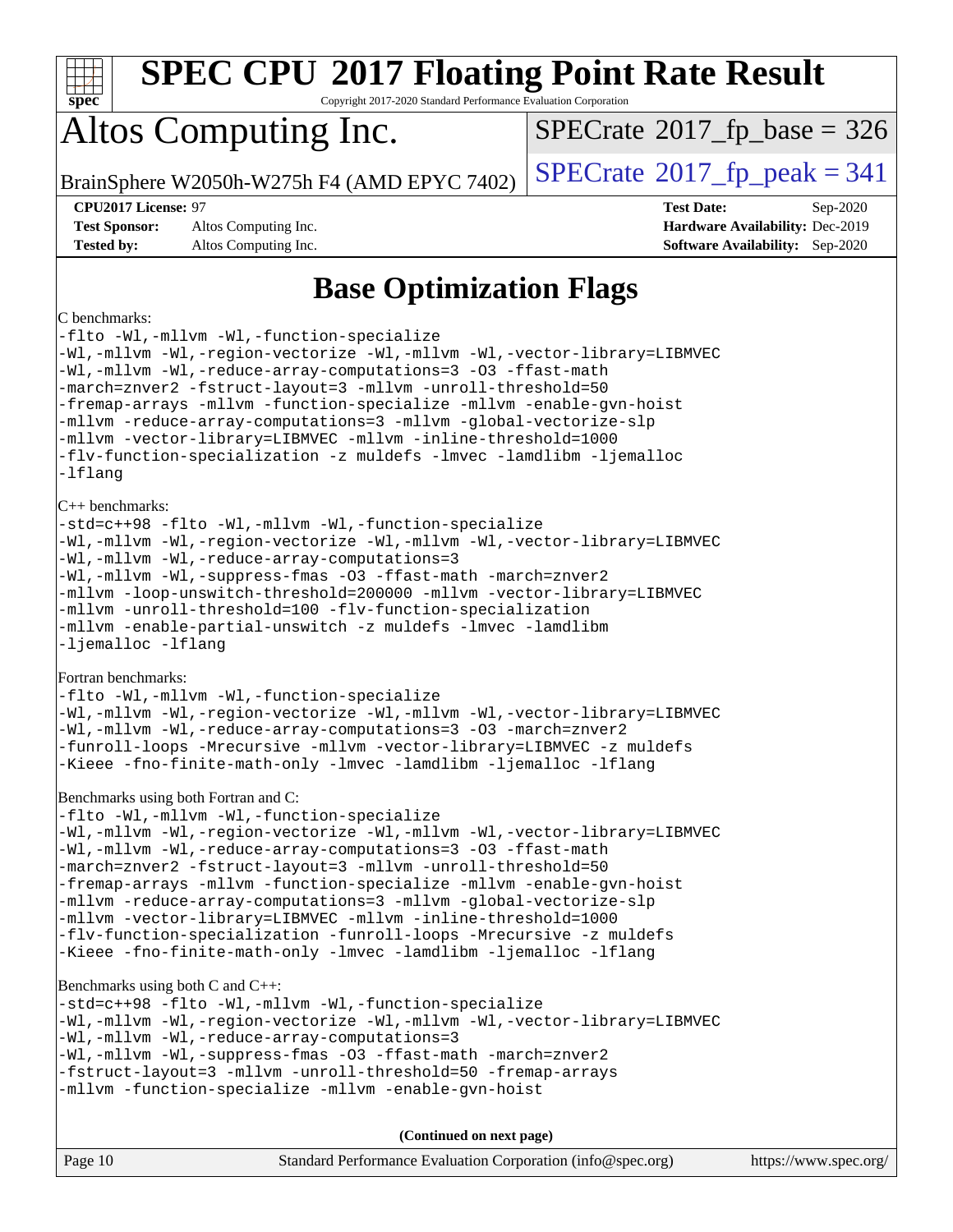# Base Optimization Flags

C benchmarks:

```
-flto -Wl,-mllvm -Wl,-function-specialize
-Wl,-mllvm -Wl,-region-vectorize -Wl,-mllvm -Wl,-vector-library=LIBMVEC
-Wl,-mllvm -Wl,-reduce-array-computations=3 -O3 -ffast-math
-march=znver2 -fstruct-layout=3 -mllvm -unroll-threshold=50
-fremap-arrays -mllvm -function-specialize -mllvm -enable-gvn-hoist
-mllvm -reduce-array-computations=3 -mllvm -global-vectorize-slp
-mllvm -vector-library=LIBMVEC -mllvm -inline-threshold=1000
-flv-function-specialization -z muldefs -lmvec -lamdlibm -ljemalloc
-lflang
```

C++ benchmarks:

```
-std=c++98 -flto -Wl,-mllvm -Wl,-function-specialize
-Wl,-mllvm -Wl,-region-vectorize -Wl,-mllvm -Wl,-vector-library=LIBMVEC
-Wl,-mllvm -Wl,-reduce-array-computations=3
-Wl,-mllvm -Wl,-suppress-fmas -O3 -ffast-math -march=znver2
-mllvm -loop-unswitch-threshold=200000 -mllvm -vector-library=LIBMVEC
-mllvm -unroll-threshold=100 -flv-function-specialization
-mllvm -enable-partial-unswitch -z muldefs -lmvec -lamdlibm
-ljemalloc -lflang
```

Fortran benchmarks:

```
-flto -Wl,-mllvm -Wl,-function-specialize
-Wl,-mllvm -Wl,-region-vectorize -Wl,-mllvm -Wl,-vector-library=LIBMVEC
-Wl,-mllvm -Wl,-reduce-array-computations=3 -O3 -march=znver2
-funroll-loops -Mrecursive -mllvm -vector-library=LIBMVEC -z muldefs
-Kieee -fno-finite-math-only -lmvec -lamdlibm -ljemalloc -lflang
```

Benchmarks using both Fortran and C:

```
-flto -Wl,-mllvm -Wl,-function-specialize
-Wl,-mllvm -Wl,-region-vectorize -Wl,-mllvm -Wl,-vector-library=LIBMVEC
-Wl,-mllvm -Wl,-reduce-array-computations=3 -O3 -ffast-math
-march=znver2 -fstruct-layout=3 -mllvm -unroll-threshold=50
-fremap-arrays -mllvm -function-specialize -mllvm -enable-gvn-hoist
-mllvm -reduce-array-computations=3 -mllvm -global-vectorize-slp
-mllvm -vector-library=LIBMVEC -mllvm -inline-threshold=1000
-flv-function-specialization -funroll-loops -Mrecursive -z muldefs
-Kieee -fno-finite-math-only -lmvec -lamdlibm -ljemalloc -lflang
```

Benchmarks using both C and C++:

```
-std=c++98 -flto -Wl,-mllvm -Wl,-function-specialize
-Wl,-mllvm -Wl,-region-vectorize -Wl,-mllvm -Wl,-vector-library=LIBMVEC
-Wl,-mllvm -Wl,-reduce-array-computations=3
-Wl,-mllvm -Wl,-suppress-fmas -O3 -ffast-math -march=znver2
-fstruct-layout=3 -mllvm -unroll-threshold=50 -fremap-arrays
-mllvm -function-specialize -mllvm -enable-gvn-hoist
```

**(Continued on next page)**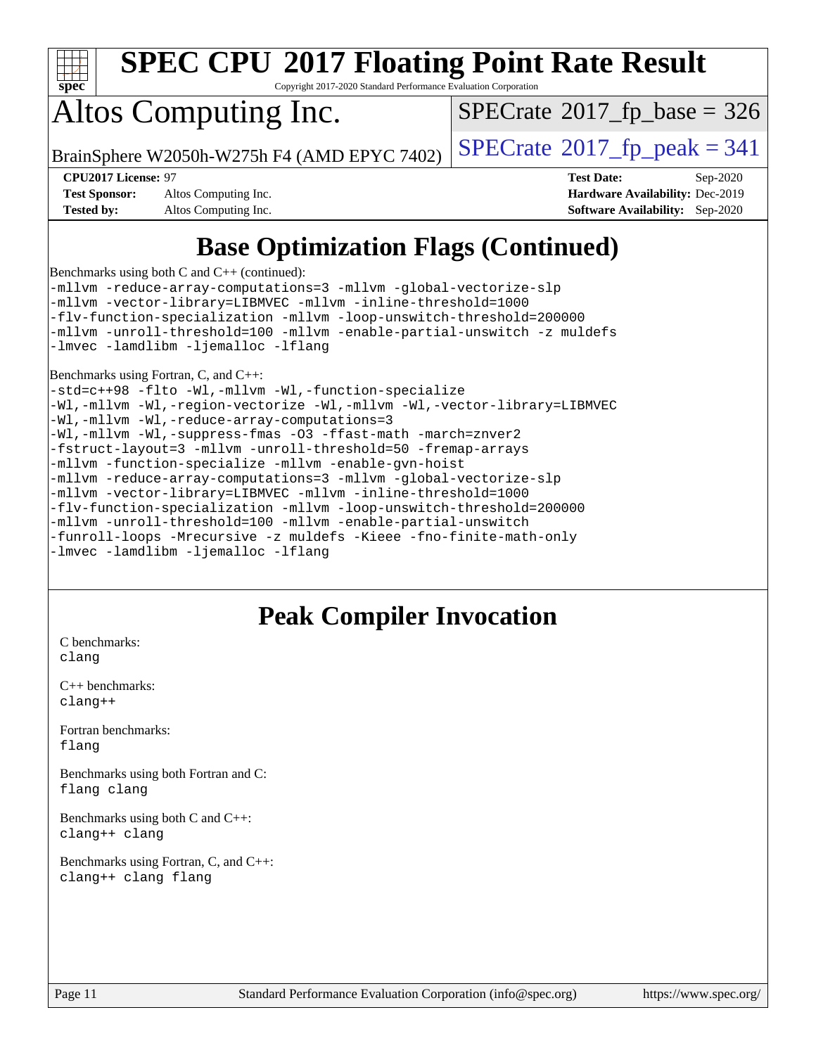# SPEC CPU 2017 Floating Point Rate Result

Copyright 2017-2020 Standard Performance Evaluation Corporation

# Altos Computing Inc.

BrainSphere W2050h-W275h F4 (AMD EPYC 7402)

SPECrate 2017_fp_base = 326

SPECrate 2017_fp_peak = 341

**CPU2017 License:** 97
**Test Sponsor:** Altos Computing Inc.
**Tested by:** Altos Computing Inc.

**Test Date:** Sep-2020
**Hardware Availability:** Dec-2019
**Software Availability:** Sep-2020

## Base Optimization Flags (Continued)

Benchmarks using both C and C++ (continued):

```
-mllvm -reduce-array-computations=3 -mllvm -global-vectorize-slp
-mllvm -vector-library=LIBMVEC -mllvm -inline-threshold=1000
-flv-function-specialization -mllvm -loop-unswitch-threshold=200000
-mllvm -unroll-threshold=100 -mllvm -enable-partial-unswitch -z muldefs
-lmvec -lamdlibm -ljemalloc -lflang
```

Benchmarks using Fortran, C, and C++:

```
-std=c++98 -flto -Wl,-mllvm -Wl,-function-specialize
-Wl,-mllvm -Wl,-region-vectorize -Wl,-mllvm -Wl,-vector-library=LIBMVEC
-Wl,-mllvm -Wl,-reduce-array-computations=3
-Wl,-mllvm -Wl,-suppress-fmas -O3 -ffast-math -march=znver2
-fstruct-layout=3 -mllvm -unroll-threshold=50 -fremap-arrays
-mllvm -function-specialize -mllvm -enable-gvn-hoist
-mllvm -reduce-array-computations=3 -mllvm -global-vectorize-slp
-mllvm -vector-library=LIBMVEC -mllvm -inline-threshold=1000
-flv-function-specialization -mllvm -loop-unswitch-threshold=200000
-mllvm -unroll-threshold=100 -mllvm -enable-partial-unswitch
-funroll-loops -Mrecursive -z muldefs -Kieee -fno-finite-math-only
-lmvec -lamdlibm -ljemalloc -lflang
```

## Peak Compiler Invocation

C benchmarks:
```
clang
```

C++ benchmarks:
```
clang++
```

Fortran benchmarks:
```
flang
```

Benchmarks using both Fortran and C:
```
flang clang
```

Benchmarks using both C and C++:
```
clang++ clang
```

Benchmarks using Fortran, C, and C++:
```
clang++ clang flang
```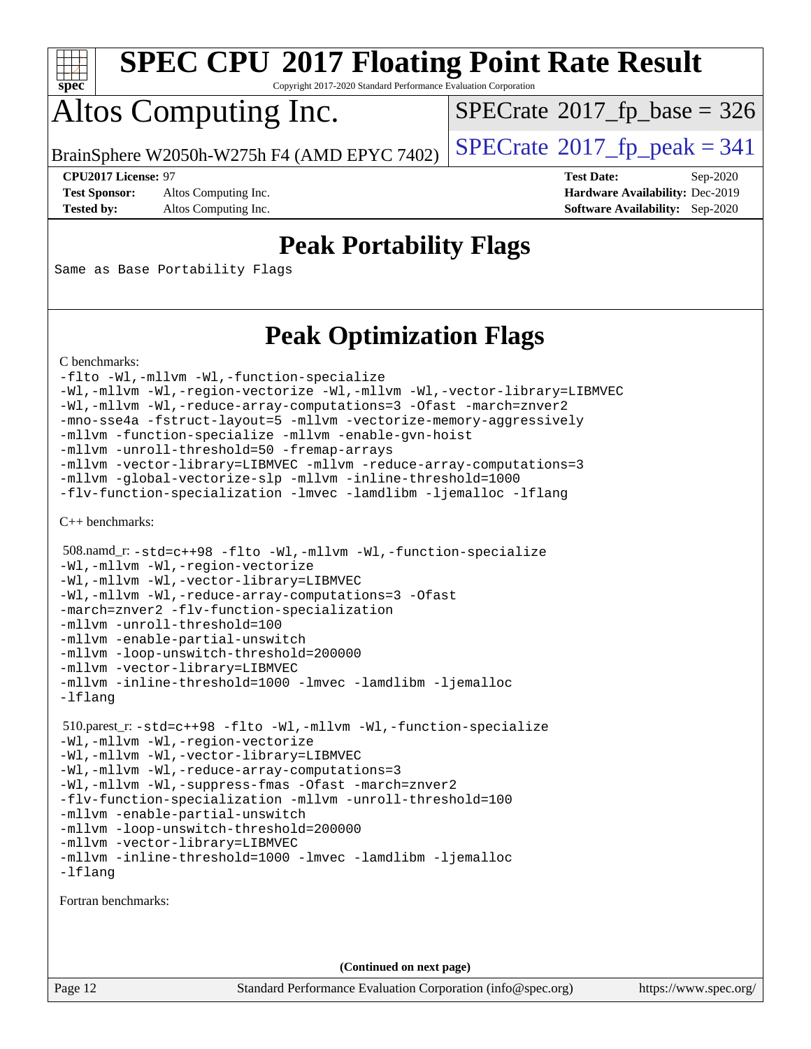## Peak Portability Flags

Same as Base Portability Flags

## Peak Optimization Flags

C benchmarks:

```
-flto -Wl,-mllvm -Wl,-function-specialize
-Wl,-mllvm -Wl,-region-vectorize -Wl,-mllvm -Wl,-vector-library=LIBMVEC
-Wl,-mllvm -Wl,-reduce-array-computations=3 -Ofast -march=znver2
-mno-sse4a -fstruct-layout=5 -mllvm -vectorize-memory-aggressively
-mllvm -function-specialize -mllvm -enable-gvn-hoist
-mllvm -unroll-threshold=50 -fremap-arrays
-mllvm -vector-library=LIBMVEC -mllvm -reduce-array-computations=3
-mllvm -global-vectorize-slp -mllvm -inline-threshold=1000
-flv-function-specialization -lmvec -lamdlibm -ljemalloc -lflang
```

C++ benchmarks:

508.namd_r:
```
-std=c++98 -flto -Wl,-mllvm -Wl,-function-specialize
-Wl,-mllvm -Wl,-region-vectorize
-Wl,-mllvm -Wl,-vector-library=LIBMVEC
-Wl,-mllvm -Wl,-reduce-array-computations=3 -Ofast
-march=znver2 -flv-function-specialization
-mllvm -unroll-threshold=100
-mllvm -enable-partial-unswitch
-mllvm -loop-unswitch-threshold=200000
-mllvm -vector-library=LIBMVEC
-mllvm -inline-threshold=1000 -lmvec -lamdlibm -ljemalloc
-lflang
```

510.parest_r:
```
-std=c++98 -flto -Wl,-mllvm -Wl,-function-specialize
-Wl,-mllvm -Wl,-region-vectorize
-Wl,-mllvm -Wl,-vector-library=LIBMVEC
-Wl,-mllvm -Wl,-reduce-array-computations=3
-Wl,-mllvm -Wl,-suppress-fmas -Ofast -march=znver2
-flv-function-specialization -mllvm -unroll-threshold=100
-mllvm -enable-partial-unswitch
-mllvm -loop-unswitch-threshold=200000
-mllvm -vector-library=LIBMVEC
-mllvm -inline-threshold=1000 -lmvec -lamdlibm -ljemalloc
-lflang
```

Fortran benchmarks:

**(Continued on next page)**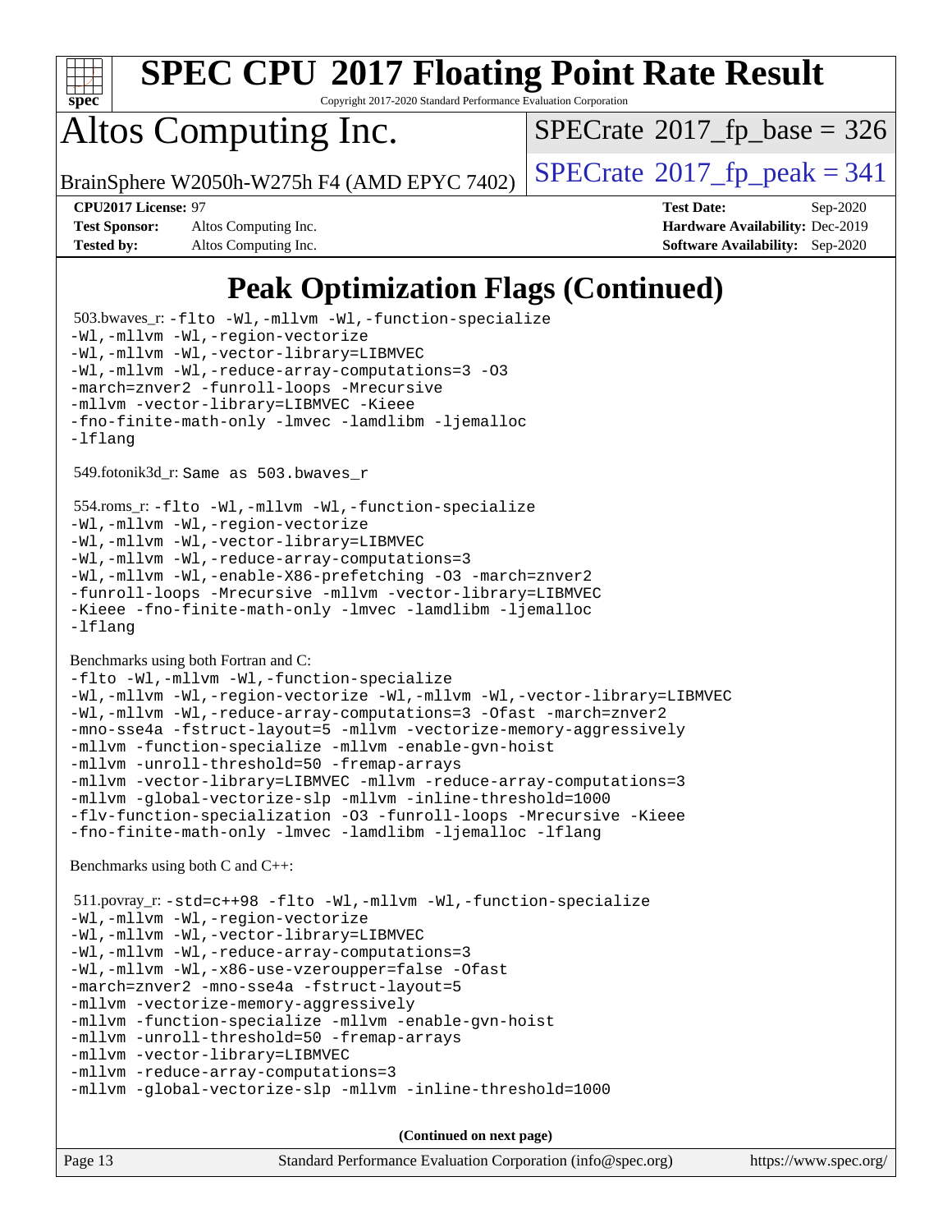# SPEC CPU 2017 Floating Point Rate Result

Copyright 2017-2020 Standard Performance Evaluation Corporation

# Altos Computing Inc.

BrainSphere W2050h-W275h F4 (AMD EPYC 7402)

SPECrate 2017_fp_base = 326

SPECrate 2017_fp_peak = 341

**CPU2017 License:** 97
**Test Sponsor:** Altos Computing Inc.
**Tested by:** Altos Computing Inc.

**Test Date:** Sep-2020
**Hardware Availability:** Dec-2019
**Software Availability:** Sep-2020

## Peak Optimization Flags (Continued)

503.bwaves_r:
```
-flto -Wl,-mllvm -Wl,-function-specialize
-Wl,-mllvm -Wl,-region-vectorize
-Wl,-mllvm -Wl,-vector-library=LIBMVEC
-Wl,-mllvm -Wl,-reduce-array-computations=3 -O3
-march=znver2 -funroll-loops -Mrecursive
-mllvm -vector-library=LIBMVEC -Kieee
-fno-finite-math-only -lmvec -lamdlibm -ljemalloc
-lflang
```

549.fotonik3d_r: `Same as 503.bwaves_r`

554.roms_r:
```
-flto -Wl,-mllvm -Wl,-function-specialize
-Wl,-mllvm -Wl,-region-vectorize
-Wl,-mllvm -Wl,-vector-library=LIBMVEC
-Wl,-mllvm -Wl,-reduce-array-computations=3
-Wl,-mllvm -Wl,-enable-X86-prefetching -O3 -march=znver2
-funroll-loops -Mrecursive -mllvm -vector-library=LIBMVEC
-Kieee -fno-finite-math-only -lmvec -lamdlibm -ljemalloc
-lflang
```

Benchmarks using both Fortran and C:
```
-flto -Wl,-mllvm -Wl,-function-specialize
-Wl,-mllvm -Wl,-region-vectorize -Wl,-mllvm -Wl,-vector-library=LIBMVEC
-Wl,-mllvm -Wl,-reduce-array-computations=3 -Ofast -march=znver2
-mno-sse4a -fstruct-layout=5 -mllvm -vectorize-memory-aggressively
-mllvm -function-specialize -mllvm -enable-gvn-hoist
-mllvm -unroll-threshold=50 -fremap-arrays
-mllvm -vector-library=LIBMVEC -mllvm -reduce-array-computations=3
-mllvm -global-vectorize-slp -mllvm -inline-threshold=1000
-flv-function-specialization -O3 -funroll-loops -Mrecursive -Kieee
-fno-finite-math-only -lmvec -lamdlibm -ljemalloc -lflang
```

Benchmarks using both C and C++:

511.povray_r:
```
-std=c++98 -flto -Wl,-mllvm -Wl,-function-specialize
-Wl,-mllvm -Wl,-region-vectorize
-Wl,-mllvm -Wl,-vector-library=LIBMVEC
-Wl,-mllvm -Wl,-reduce-array-computations=3
-Wl,-mllvm -Wl,-x86-use-vzeroupper=false -Ofast
-march=znver2 -mno-sse4a -fstruct-layout=5
-mllvm -vectorize-memory-aggressively
-mllvm -function-specialize -mllvm -enable-gvn-hoist
-mllvm -unroll-threshold=50 -fremap-arrays
-mllvm -vector-library=LIBMVEC
-mllvm -reduce-array-computations=3
-mllvm -global-vectorize-slp -mllvm -inline-threshold=1000
```

**(Continued on next page)**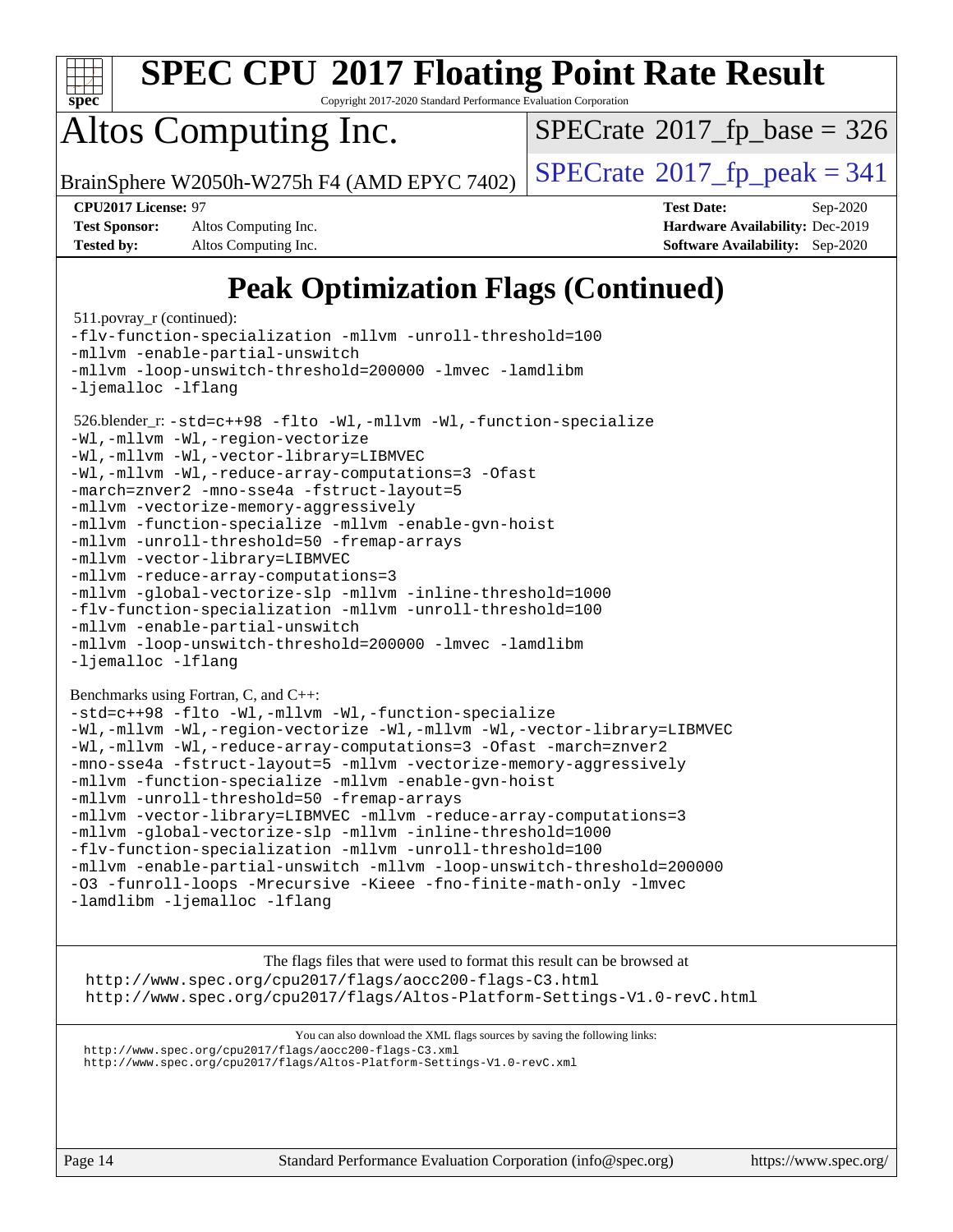# SPEC CPU 2017 Floating Point Rate Result

Copyright 2017-2020 Standard Performance Evaluation Corporation

# Altos Computing Inc.

BrainSphere W2050h-W275h F4 (AMD EPYC 7402)

SPECrate 2017_fp_base = 326

SPECrate 2017_fp_peak = 341

**CPU2017 License:** 97
**Test Sponsor:** Altos Computing Inc.
**Tested by:** Altos Computing Inc.

**Test Date:** Sep-2020
**Hardware Availability:** Dec-2019
**Software Availability:** Sep-2020

## Peak Optimization Flags (Continued)

511.povray_r (continued):

```
-flv-function-specialization -mllvm -unroll-threshold=100
-mllvm -enable-partial-unswitch
-mllvm -loop-unswitch-threshold=200000 -lmvec -lamdlibm
-ljemalloc -lflang
```

526.blender_r:

```
-std=c++98 -flto -Wl,-mllvm -Wl,-function-specialize
-Wl,-mllvm -Wl,-region-vectorize
-Wl,-mllvm -Wl,-vector-library=LIBMVEC
-Wl,-mllvm -Wl,-reduce-array-computations=3 -Ofast
-march=znver2 -mno-sse4a -fstruct-layout=5
-mllvm -vectorize-memory-aggressively
-mllvm -function-specialize -mllvm -enable-gvn-hoist
-mllvm -unroll-threshold=50 -fremap-arrays
-mllvm -vector-library=LIBMVEC
-mllvm -reduce-array-computations=3
-mllvm -global-vectorize-slp -mllvm -inline-threshold=1000
-flv-function-specialization -mllvm -unroll-threshold=100
-mllvm -enable-partial-unswitch
-mllvm -loop-unswitch-threshold=200000 -lmvec -lamdlibm
-ljemalloc -lflang
```

Benchmarks using Fortran, C, and C++:

```
-std=c++98 -flto -Wl,-mllvm -Wl,-function-specialize
-Wl,-mllvm -Wl,-region-vectorize -Wl,-mllvm -Wl,-vector-library=LIBMVEC
-Wl,-mllvm -Wl,-reduce-array-computations=3 -Ofast -march=znver2
-mno-sse4a -fstruct-layout=5 -mllvm -vectorize-memory-aggressively
-mllvm -function-specialize -mllvm -enable-gvn-hoist
-mllvm -unroll-threshold=50 -fremap-arrays
-mllvm -vector-library=LIBMVEC -mllvm -reduce-array-computations=3
-mllvm -global-vectorize-slp -mllvm -inline-threshold=1000
-flv-function-specialization -mllvm -unroll-threshold=100
-mllvm -enable-partial-unswitch -mllvm -loop-unswitch-threshold=200000
-O3 -funroll-loops -Mrecursive -Kieee -fno-finite-math-only -lmvec
-lamdlibm -ljemalloc -lflang
```

The flags files that were used to format this result can be browsed at
http://www.spec.org/cpu2017/flags/aocc200-flags-C3.html
http://www.spec.org/cpu2017/flags/Altos-Platform-Settings-V1.0-revC.html

You can also download the XML flags sources by saving the following links:
http://www.spec.org/cpu2017/flags/aocc200-flags-C3.xml
http://www.spec.org/cpu2017/flags/Altos-Platform-Settings-V1.0-revC.xml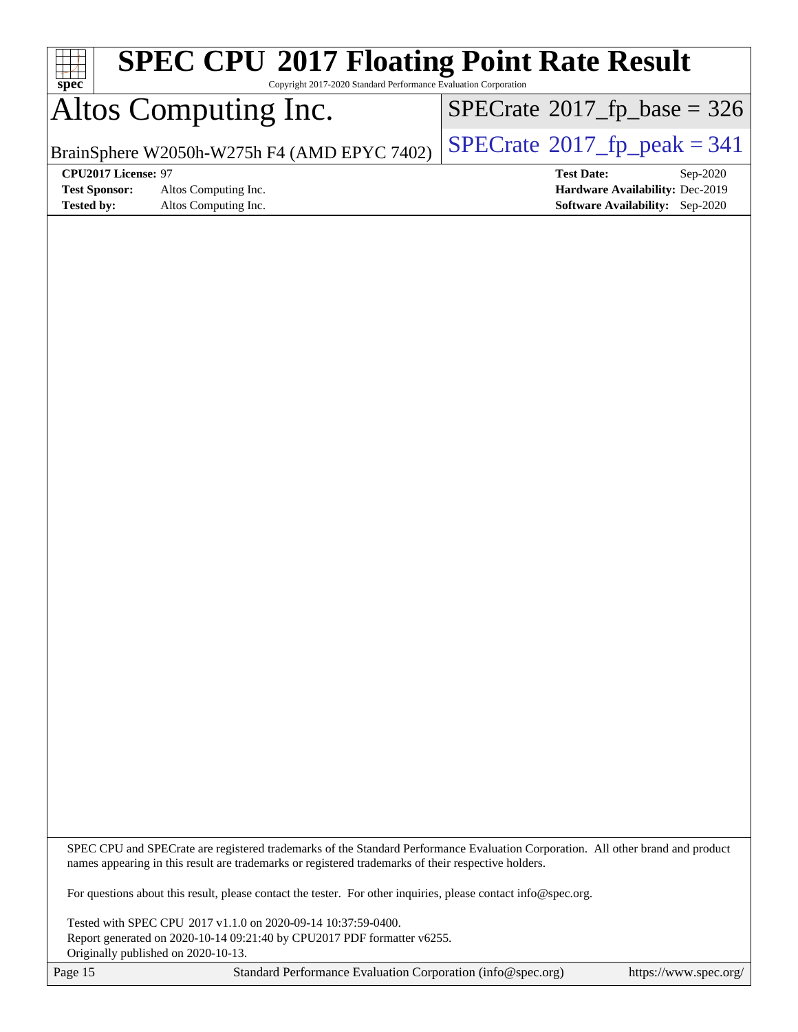SPEC CPU and SPECrate are registered trademarks of the Standard Performance Evaluation Corporation. All other brand and product names appearing in this result are trademarks or registered trademarks of their respective holders.

For questions about this result, please contact the tester. For other inquiries, please contact info@spec.org.

Tested with SPEC CPU 2017 v1.1.0 on 2020-09-14 10:37:59-0400.
Report generated on 2020-10-14 09:21:40 by CPU2017 PDF formatter v6255.
Originally published on 2020-10-13.